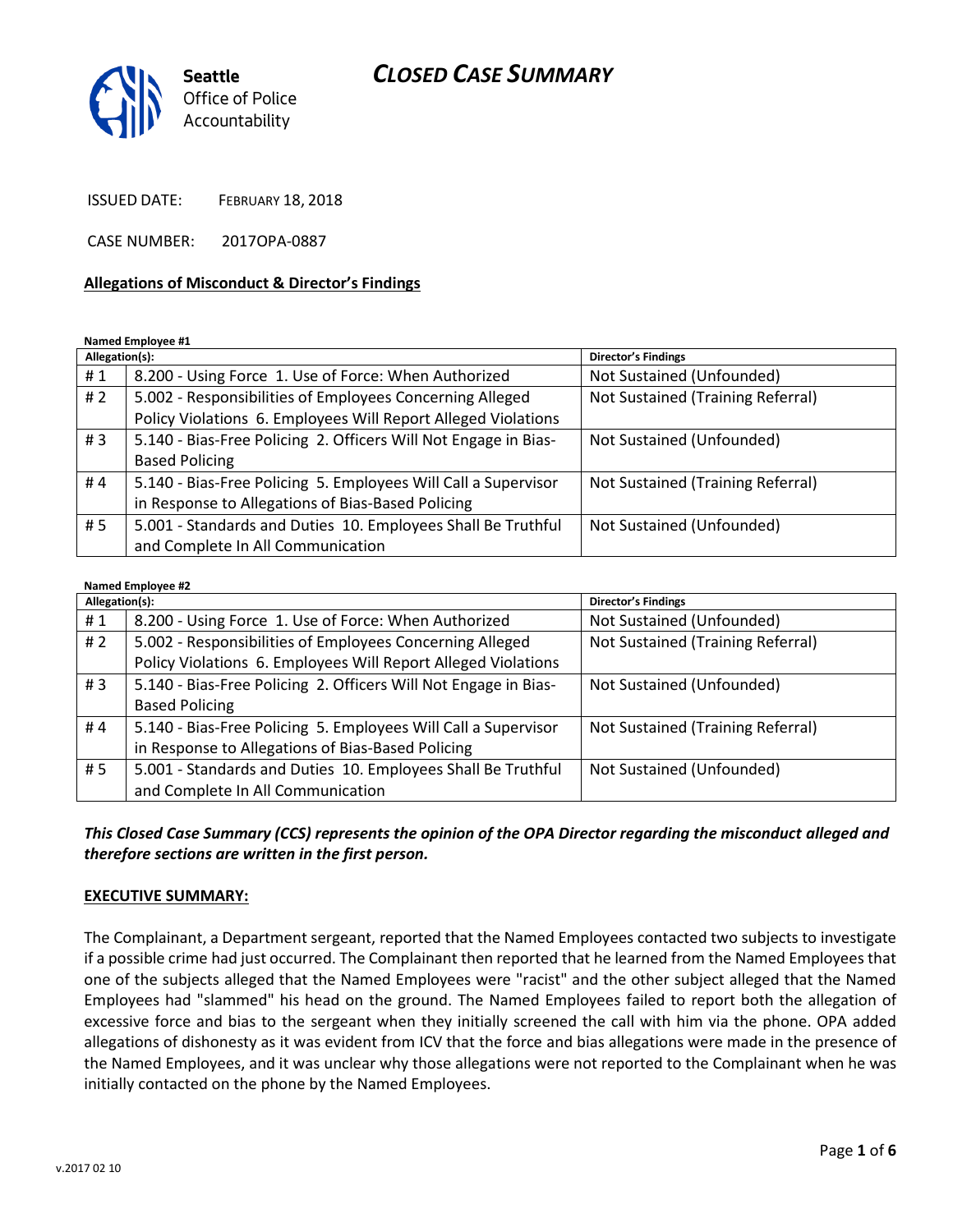# CLOSED CASE SUMMARY

Seattle Office of Police Accountability

ISSUED DATE: FEBRUARY 18, 2018

CASE NUMBER: 2017OPA-0887

**Allegations of Misconduct & Director's Findings**

**Named Employee #1**

| Allegation(s): | | Director's Findings |
|---|---|---|
| # 1 | 8.200 - Using Force 1. Use of Force: When Authorized | Not Sustained (Unfounded) |
| # 2 | 5.002 - Responsibilities of Employees Concerning Alleged Policy Violations 6. Employees Will Report Alleged Violations | Not Sustained (Training Referral) |
| # 3 | 5.140 - Bias-Free Policing 2. Officers Will Not Engage in Bias-Based Policing | Not Sustained (Unfounded) |
| # 4 | 5.140 - Bias-Free Policing 5. Employees Will Call a Supervisor in Response to Allegations of Bias-Based Policing | Not Sustained (Training Referral) |
| # 5 | 5.001 - Standards and Duties 10. Employees Shall Be Truthful and Complete In All Communication | Not Sustained (Unfounded) |

**Named Employee #2**

| Allegation(s): | | Director's Findings |
|---|---|---|
| # 1 | 8.200 - Using Force 1. Use of Force: When Authorized | Not Sustained (Unfounded) |
| # 2 | 5.002 - Responsibilities of Employees Concerning Alleged Policy Violations 6. Employees Will Report Alleged Violations | Not Sustained (Training Referral) |
| # 3 | 5.140 - Bias-Free Policing 2. Officers Will Not Engage in Bias-Based Policing | Not Sustained (Unfounded) |
| # 4 | 5.140 - Bias-Free Policing 5. Employees Will Call a Supervisor in Response to Allegations of Bias-Based Policing | Not Sustained (Training Referral) |
| # 5 | 5.001 - Standards and Duties 10. Employees Shall Be Truthful and Complete In All Communication | Not Sustained (Unfounded) |

***This Closed Case Summary (CCS) represents the opinion of the OPA Director regarding the misconduct alleged and therefore sections are written in the first person.***

**EXECUTIVE SUMMARY:**

The Complainant, a Department sergeant, reported that the Named Employees contacted two subjects to investigate if a possible crime had just occurred. The Complainant then reported that he learned from the Named Employees that one of the subjects alleged that the Named Employees were "racist" and the other subject alleged that the Named Employees had "slammed" his head on the ground. The Named Employees failed to report both the allegation of excessive force and bias to the sergeant when they initially screened the call with him via the phone. OPA added allegations of dishonesty as it was evident from ICV that the force and bias allegations were made in the presence of the Named Employees, and it was unclear why those allegations were not reported to the Complainant when he was initially contacted on the phone by the Named Employees.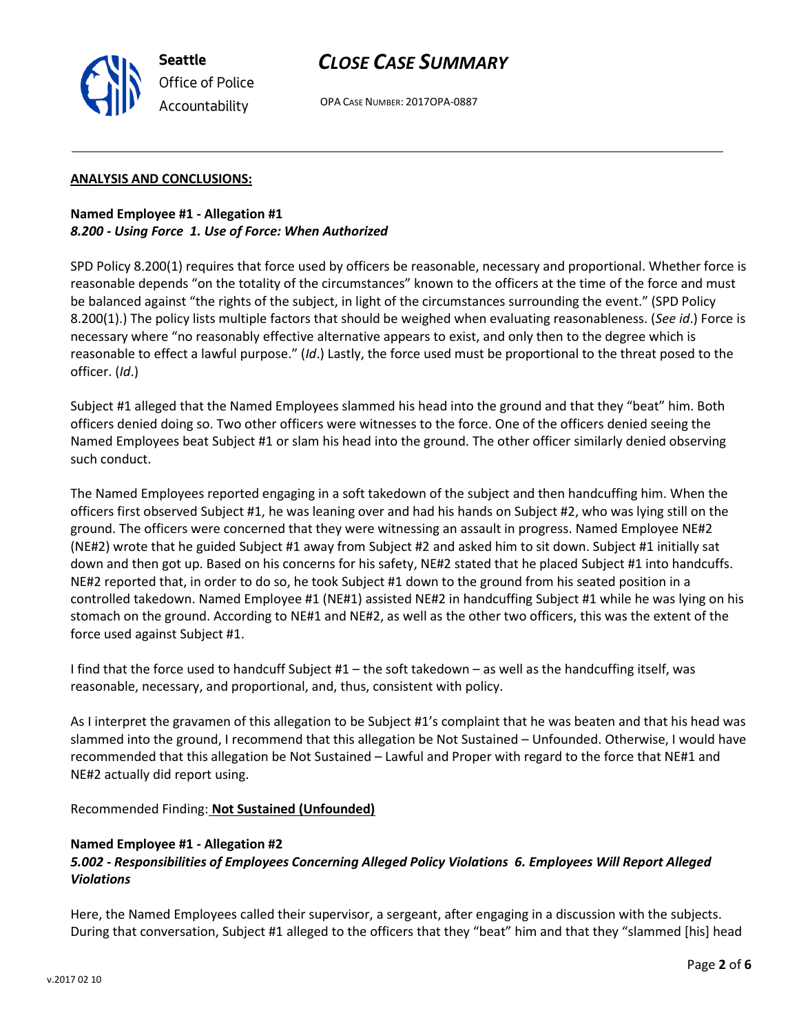**ANALYSIS AND CONCLUSIONS:**

**Named Employee #1 - Allegation #1**
***8.200 - Using Force 1. Use of Force: When Authorized***

SPD Policy 8.200(1) requires that force used by officers be reasonable, necessary and proportional. Whether force is reasonable depends "on the totality of the circumstances" known to the officers at the time of the force and must be balanced against "the rights of the subject, in light of the circumstances surrounding the event." (SPD Policy 8.200(1).) The policy lists multiple factors that should be weighed when evaluating reasonableness. (*See id*.) Force is necessary where "no reasonably effective alternative appears to exist, and only then to the degree which is reasonable to effect a lawful purpose." (*Id*.) Lastly, the force used must be proportional to the threat posed to the officer. (*Id*.)

Subject #1 alleged that the Named Employees slammed his head into the ground and that they "beat" him. Both officers denied doing so. Two other officers were witnesses to the force. One of the officers denied seeing the Named Employees beat Subject #1 or slam his head into the ground. The other officer similarly denied observing such conduct.

The Named Employees reported engaging in a soft takedown of the subject and then handcuffing him. When the officers first observed Subject #1, he was leaning over and had his hands on Subject #2, who was lying still on the ground. The officers were concerned that they were witnessing an assault in progress. Named Employee NE#2 (NE#2) wrote that he guided Subject #1 away from Subject #2 and asked him to sit down. Subject #1 initially sat down and then got up. Based on his concerns for his safety, NE#2 stated that he placed Subject #1 into handcuffs. NE#2 reported that, in order to do so, he took Subject #1 down to the ground from his seated position in a controlled takedown. Named Employee #1 (NE#1) assisted NE#2 in handcuffing Subject #1 while he was lying on his stomach on the ground. According to NE#1 and NE#2, as well as the other two officers, this was the extent of the force used against Subject #1.

I find that the force used to handcuff Subject #1 – the soft takedown – as well as the handcuffing itself, was reasonable, necessary, and proportional, and, thus, consistent with policy.

As I interpret the gravamen of this allegation to be Subject #1's complaint that he was beaten and that his head was slammed into the ground, I recommend that this allegation be Not Sustained – Unfounded. Otherwise, I would have recommended that this allegation be Not Sustained – Lawful and Proper with regard to the force that NE#1 and NE#2 actually did report using.

Recommended Finding: **Not Sustained (Unfounded)**

**Named Employee #1 - Allegation #2**
***5.002 - Responsibilities of Employees Concerning Alleged Policy Violations 6. Employees Will Report Alleged Violations***

Here, the Named Employees called their supervisor, a sergeant, after engaging in a discussion with the subjects. During that conversation, Subject #1 alleged to the officers that they "beat" him and that they "slammed [his] head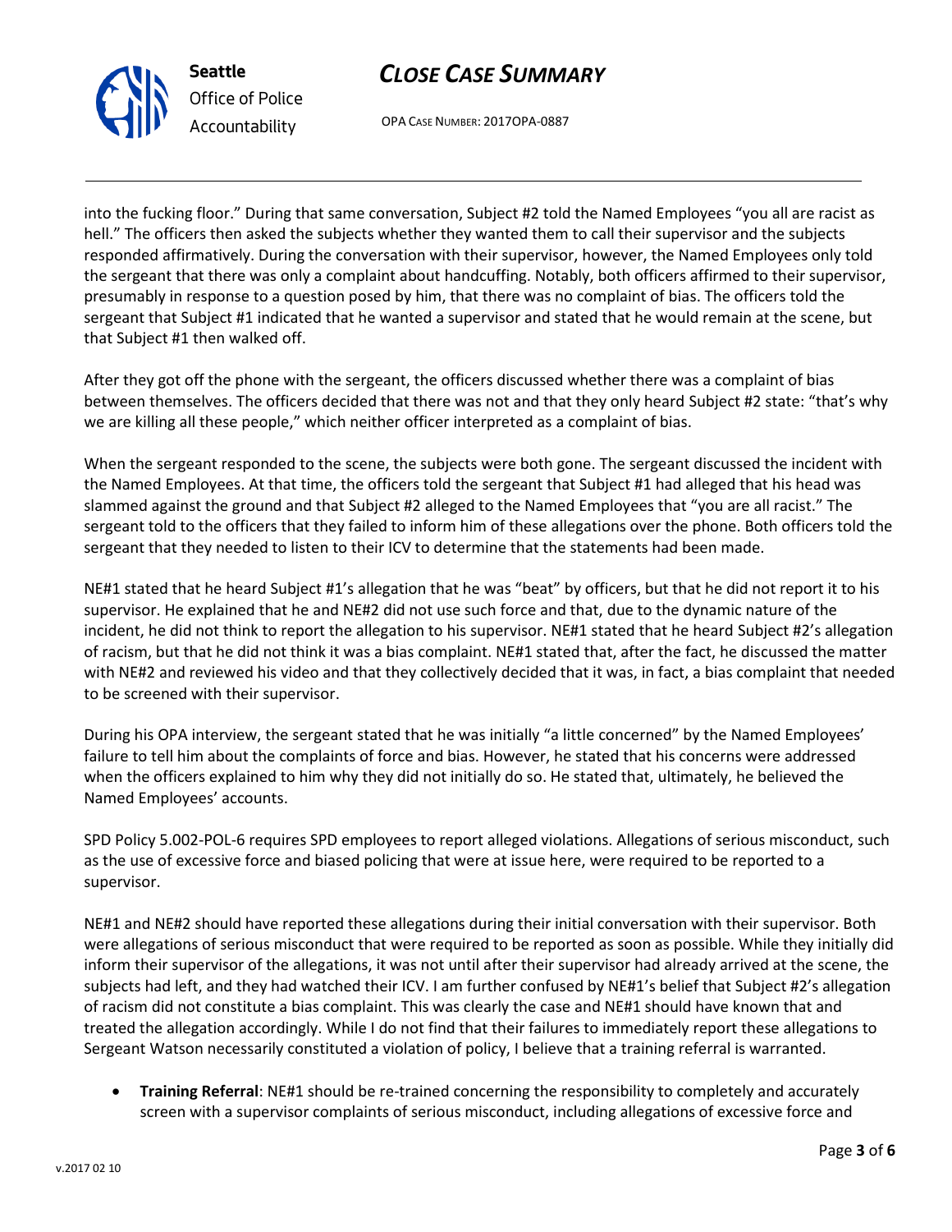into the fucking floor." During that same conversation, Subject #2 told the Named Employees "you all are racist as hell." The officers then asked the subjects whether they wanted them to call their supervisor and the subjects responded affirmatively. During the conversation with their supervisor, however, the Named Employees only told the sergeant that there was only a complaint about handcuffing. Notably, both officers affirmed to their supervisor, presumably in response to a question posed by him, that there was no complaint of bias. The officers told the sergeant that Subject #1 indicated that he wanted a supervisor and stated that he would remain at the scene, but that Subject #1 then walked off.

After they got off the phone with the sergeant, the officers discussed whether there was a complaint of bias between themselves. The officers decided that there was not and that they only heard Subject #2 state: "that's why we are killing all these people," which neither officer interpreted as a complaint of bias.

When the sergeant responded to the scene, the subjects were both gone. The sergeant discussed the incident with the Named Employees. At that time, the officers told the sergeant that Subject #1 had alleged that his head was slammed against the ground and that Subject #2 alleged to the Named Employees that "you are all racist." The sergeant told to the officers that they failed to inform him of these allegations over the phone. Both officers told the sergeant that they needed to listen to their ICV to determine that the statements had been made.

NE#1 stated that he heard Subject #1's allegation that he was "beat" by officers, but that he did not report it to his supervisor. He explained that he and NE#2 did not use such force and that, due to the dynamic nature of the incident, he did not think to report the allegation to his supervisor. NE#1 stated that he heard Subject #2's allegation of racism, but that he did not think it was a bias complaint. NE#1 stated that, after the fact, he discussed the matter with NE#2 and reviewed his video and that they collectively decided that it was, in fact, a bias complaint that needed to be screened with their supervisor.

During his OPA interview, the sergeant stated that he was initially "a little concerned" by the Named Employees' failure to tell him about the complaints of force and bias. However, he stated that his concerns were addressed when the officers explained to him why they did not initially do so. He stated that, ultimately, he believed the Named Employees' accounts.

SPD Policy 5.002-POL-6 requires SPD employees to report alleged violations. Allegations of serious misconduct, such as the use of excessive force and biased policing that were at issue here, were required to be reported to a supervisor.

NE#1 and NE#2 should have reported these allegations during their initial conversation with their supervisor. Both were allegations of serious misconduct that were required to be reported as soon as possible. While they initially did inform their supervisor of the allegations, it was not until after their supervisor had already arrived at the scene, the subjects had left, and they had watched their ICV. I am further confused by NE#1's belief that Subject #2's allegation of racism did not constitute a bias complaint. This was clearly the case and NE#1 should have known that and treated the allegation accordingly. While I do not find that their failures to immediately report these allegations to Sergeant Watson necessarily constituted a violation of policy, I believe that a training referral is warranted.

- **Training Referral**: NE#1 should be re-trained concerning the responsibility to completely and accurately screen with a supervisor complaints of serious misconduct, including allegations of excessive force and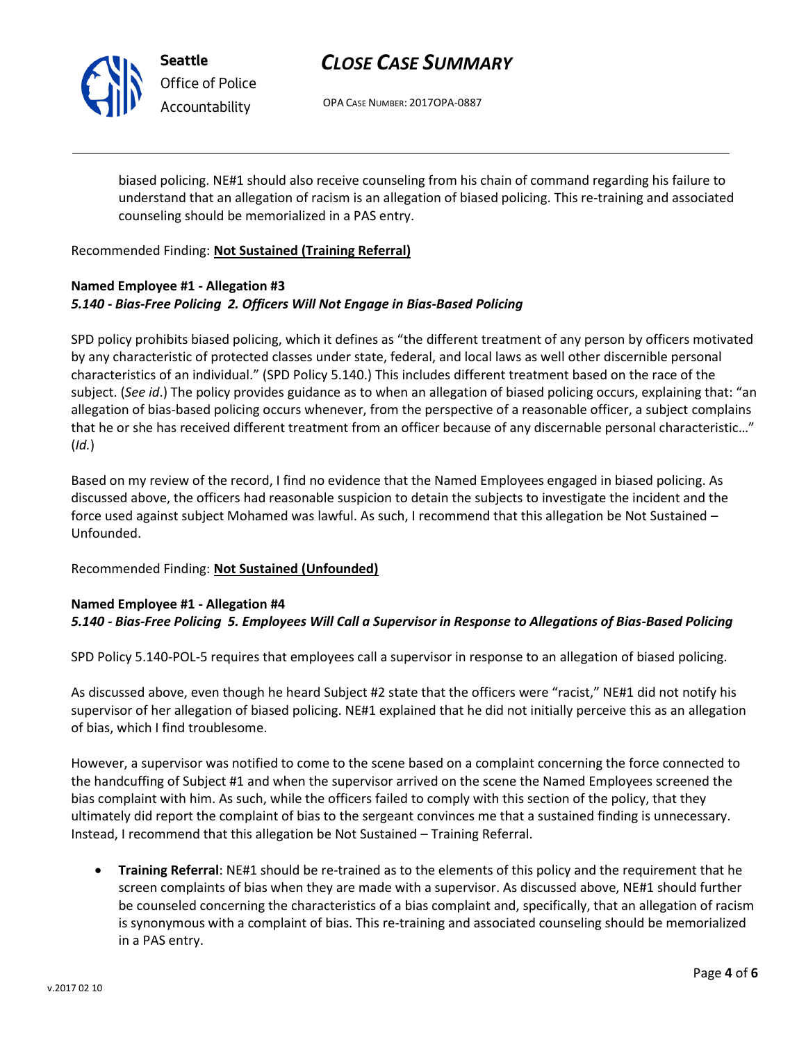biased policing. NE#1 should also receive counseling from his chain of command regarding his failure to understand that an allegation of racism is an allegation of biased policing. This re-training and associated counseling should be memorialized in a PAS entry.

Recommended Finding: **Not Sustained (Training Referral)**

**Named Employee #1 - Allegation #3**
***5.140 - Bias-Free Policing 2. Officers Will Not Engage in Bias-Based Policing***

SPD policy prohibits biased policing, which it defines as "the different treatment of any person by officers motivated by any characteristic of protected classes under state, federal, and local laws as well other discernible personal characteristics of an individual." (SPD Policy 5.140.) This includes different treatment based on the race of the subject. (*See id*.) The policy provides guidance as to when an allegation of biased policing occurs, explaining that: "an allegation of bias-based policing occurs whenever, from the perspective of a reasonable officer, a subject complains that he or she has received different treatment from an officer because of any discernable personal characteristic…" (*Id.*)

Based on my review of the record, I find no evidence that the Named Employees engaged in biased policing. As discussed above, the officers had reasonable suspicion to detain the subjects to investigate the incident and the force used against subject Mohamed was lawful. As such, I recommend that this allegation be Not Sustained – Unfounded.

Recommended Finding: **Not Sustained (Unfounded)**

**Named Employee #1 - Allegation #4**
***5.140 - Bias-Free Policing 5. Employees Will Call a Supervisor in Response to Allegations of Bias-Based Policing***

SPD Policy 5.140-POL-5 requires that employees call a supervisor in response to an allegation of biased policing.

As discussed above, even though he heard Subject #2 state that the officers were "racist," NE#1 did not notify his supervisor of her allegation of biased policing. NE#1 explained that he did not initially perceive this as an allegation of bias, which I find troublesome.

However, a supervisor was notified to come to the scene based on a complaint concerning the force connected to the handcuffing of Subject #1 and when the supervisor arrived on the scene the Named Employees screened the bias complaint with him. As such, while the officers failed to comply with this section of the policy, that they ultimately did report the complaint of bias to the sergeant convinces me that a sustained finding is unnecessary. Instead, I recommend that this allegation be Not Sustained – Training Referral.

- **Training Referral**: NE#1 should be re-trained as to the elements of this policy and the requirement that he screen complaints of bias when they are made with a supervisor. As discussed above, NE#1 should further be counseled concerning the characteristics of a bias complaint and, specifically, that an allegation of racism is synonymous with a complaint of bias. This re-training and associated counseling should be memorialized in a PAS entry.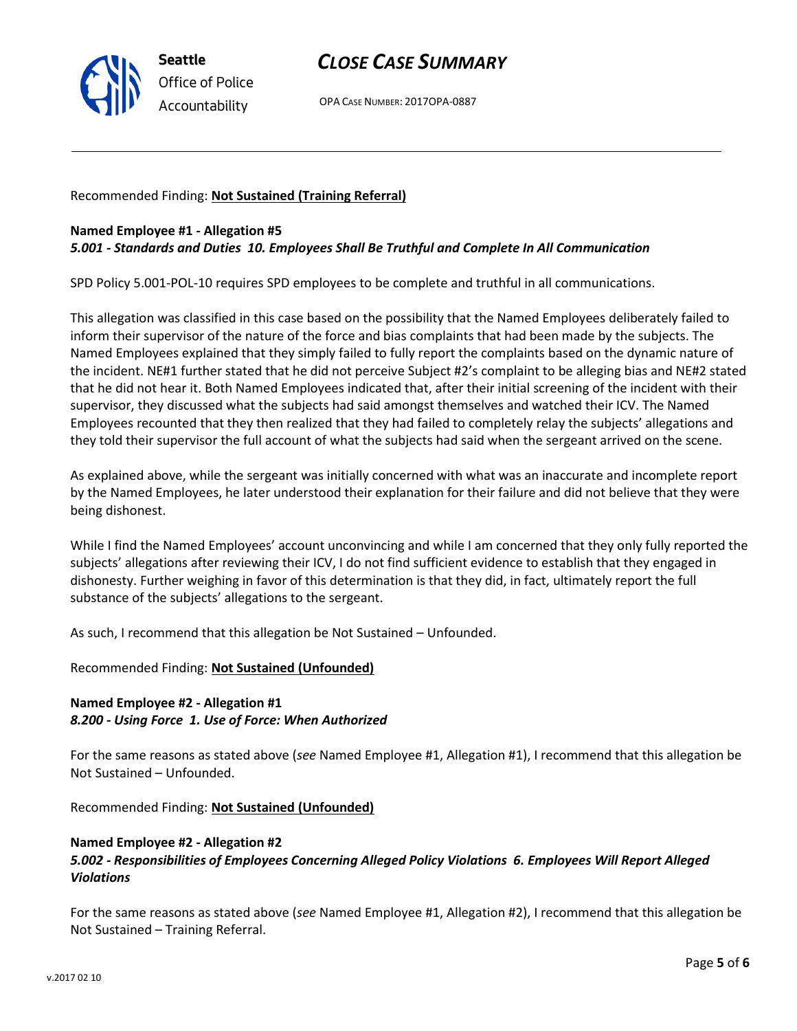Recommended Finding: **Not Sustained (Training Referral)**

**Named Employee #1 - Allegation #5**
***5.001 - Standards and Duties 10. Employees Shall Be Truthful and Complete In All Communication***

SPD Policy 5.001-POL-10 requires SPD employees to be complete and truthful in all communications.

This allegation was classified in this case based on the possibility that the Named Employees deliberately failed to inform their supervisor of the nature of the force and bias complaints that had been made by the subjects. The Named Employees explained that they simply failed to fully report the complaints based on the dynamic nature of the incident. NE#1 further stated that he did not perceive Subject #2's complaint to be alleging bias and NE#2 stated that he did not hear it. Both Named Employees indicated that, after their initial screening of the incident with their supervisor, they discussed what the subjects had said amongst themselves and watched their ICV. The Named Employees recounted that they then realized that they had failed to completely relay the subjects' allegations and they told their supervisor the full account of what the subjects had said when the sergeant arrived on the scene.

As explained above, while the sergeant was initially concerned with what was an inaccurate and incomplete report by the Named Employees, he later understood their explanation for their failure and did not believe that they were being dishonest.

While I find the Named Employees' account unconvincing and while I am concerned that they only fully reported the subjects' allegations after reviewing their ICV, I do not find sufficient evidence to establish that they engaged in dishonesty. Further weighing in favor of this determination is that they did, in fact, ultimately report the full substance of the subjects' allegations to the sergeant.

As such, I recommend that this allegation be Not Sustained – Unfounded.

Recommended Finding: **Not Sustained (Unfounded)**

**Named Employee #2 - Allegation #1**
***8.200 - Using Force 1. Use of Force: When Authorized***

For the same reasons as stated above (*see* Named Employee #1, Allegation #1), I recommend that this allegation be Not Sustained – Unfounded.

Recommended Finding: **Not Sustained (Unfounded)**

**Named Employee #2 - Allegation #2**
***5.002 - Responsibilities of Employees Concerning Alleged Policy Violations 6. Employees Will Report Alleged Violations***

For the same reasons as stated above (*see* Named Employee #1, Allegation #2), I recommend that this allegation be Not Sustained – Training Referral.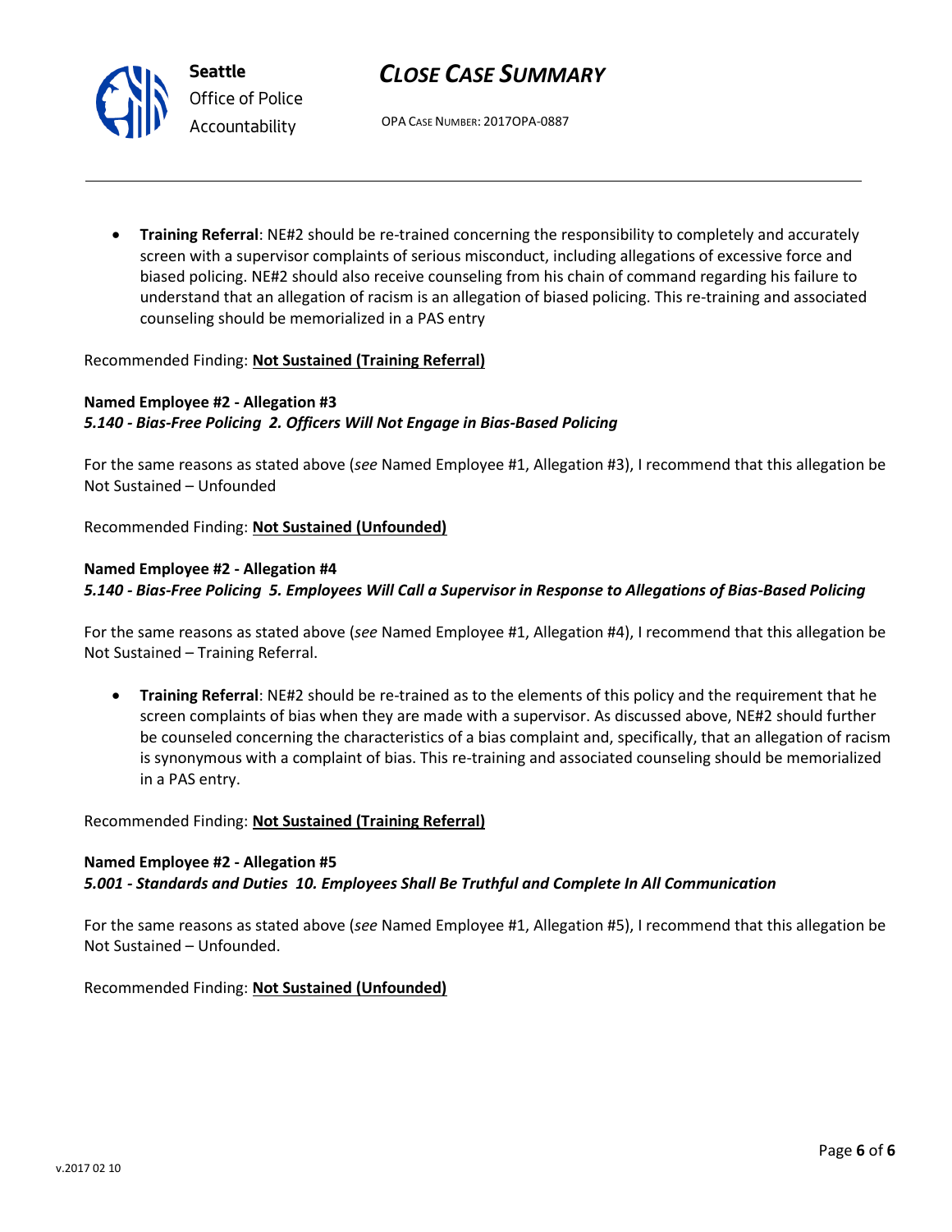- **Training Referral**: NE#2 should be re-trained concerning the responsibility to completely and accurately screen with a supervisor complaints of serious misconduct, including allegations of excessive force and biased policing. NE#2 should also receive counseling from his chain of command regarding his failure to understand that an allegation of racism is an allegation of biased policing. This re-training and associated counseling should be memorialized in a PAS entry

Recommended Finding: **Not Sustained (Training Referral)**

**Named Employee #2 - Allegation #3**
***5.140 - Bias-Free Policing 2. Officers Will Not Engage in Bias-Based Policing***

For the same reasons as stated above (*see* Named Employee #1, Allegation #3), I recommend that this allegation be Not Sustained – Unfounded

Recommended Finding: **Not Sustained (Unfounded)**

**Named Employee #2 - Allegation #4**
***5.140 - Bias-Free Policing 5. Employees Will Call a Supervisor in Response to Allegations of Bias-Based Policing***

For the same reasons as stated above (*see* Named Employee #1, Allegation #4), I recommend that this allegation be Not Sustained – Training Referral.

- **Training Referral**: NE#2 should be re-trained as to the elements of this policy and the requirement that he screen complaints of bias when they are made with a supervisor. As discussed above, NE#2 should further be counseled concerning the characteristics of a bias complaint and, specifically, that an allegation of racism is synonymous with a complaint of bias. This re-training and associated counseling should be memorialized in a PAS entry.

Recommended Finding: **Not Sustained (Training Referral)**

**Named Employee #2 - Allegation #5**
***5.001 - Standards and Duties 10. Employees Shall Be Truthful and Complete In All Communication***

For the same reasons as stated above (*see* Named Employee #1, Allegation #5), I recommend that this allegation be Not Sustained – Unfounded.

Recommended Finding: **Not Sustained (Unfounded)**